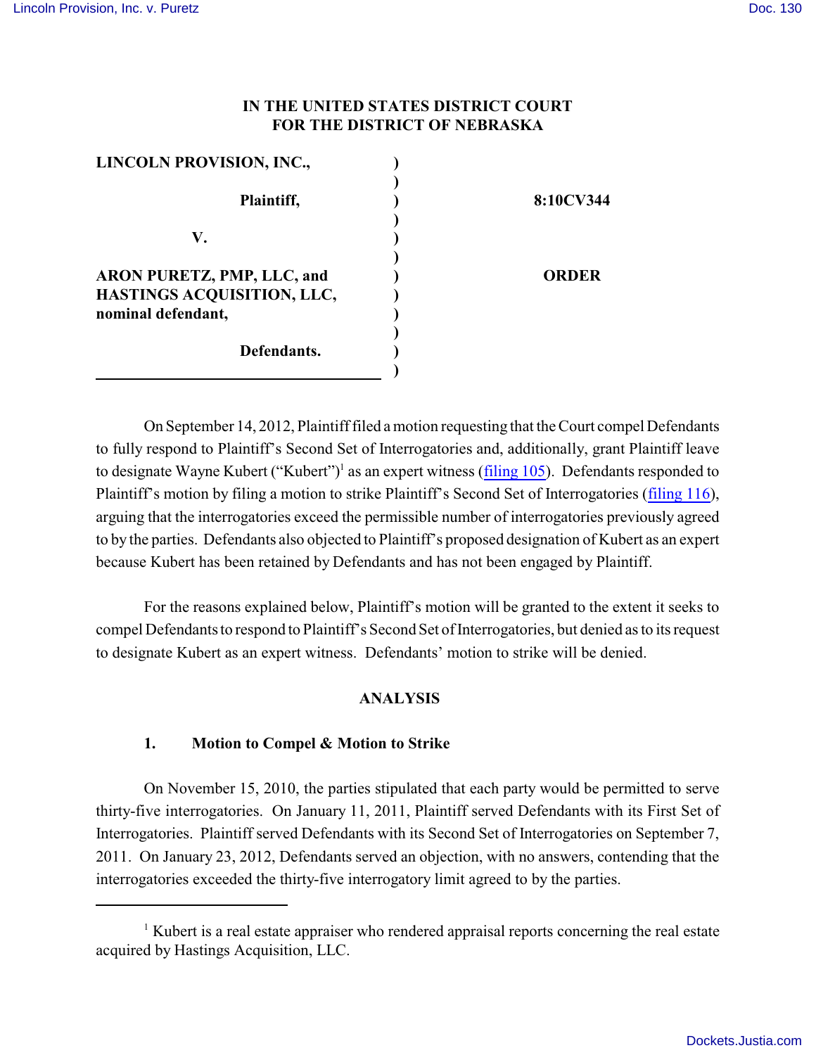IN THE UNITED STATES DISTRICT COURT
FOR THE DISTRICT OF NEBRASKA

| | | |
|---|---|---|
| **LINCOLN PROVISION, INC.,** | ) | |
| **Plaintiff,** | ) | **8:10CV344** |
| **V.** | ) | |
| **ARON PURETZ, PMP, LLC, and HASTINGS ACQUISITION, LLC, nominal defendant,** | ) | **ORDER** |
| **Defendants.** | ) | |

On September 14, 2012, Plaintiff filed a motion requesting that the Court compel Defendants to fully respond to Plaintiff's Second Set of Interrogatories and, additionally, grant Plaintiff leave to designate Wayne Kubert ("Kubert")[1] as an expert witness (filing 105). Defendants responded to Plaintiff's motion by filing a motion to strike Plaintiff's Second Set of Interrogatories (filing 116), arguing that the interrogatories exceed the permissible number of interrogatories previously agreed to by the parties. Defendants also objected to Plaintiff's proposed designation of Kubert as an expert because Kubert has been retained by Defendants and has not been engaged by Plaintiff.

For the reasons explained below, Plaintiff's motion will be granted to the extent it seeks to compel Defendants to respond to Plaintiff's Second Set of Interrogatories, but denied as to its request to designate Kubert as an expert witness. Defendants' motion to strike will be denied.

## ANALYSIS

### 1. Motion to Compel & Motion to Strike

On November 15, 2010, the parties stipulated that each party would be permitted to serve thirty-five interrogatories. On January 11, 2011, Plaintiff served Defendants with its First Set of Interrogatories. Plaintiff served Defendants with its Second Set of Interrogatories on September 7, 2011. On January 23, 2012, Defendants served an objection, with no answers, contending that the interrogatories exceeded the thirty-five interrogatory limit agreed to by the parties.

---

[1] Kubert is a real estate appraiser who rendered appraisal reports concerning the real estate acquired by Hastings Acquisition, LLC.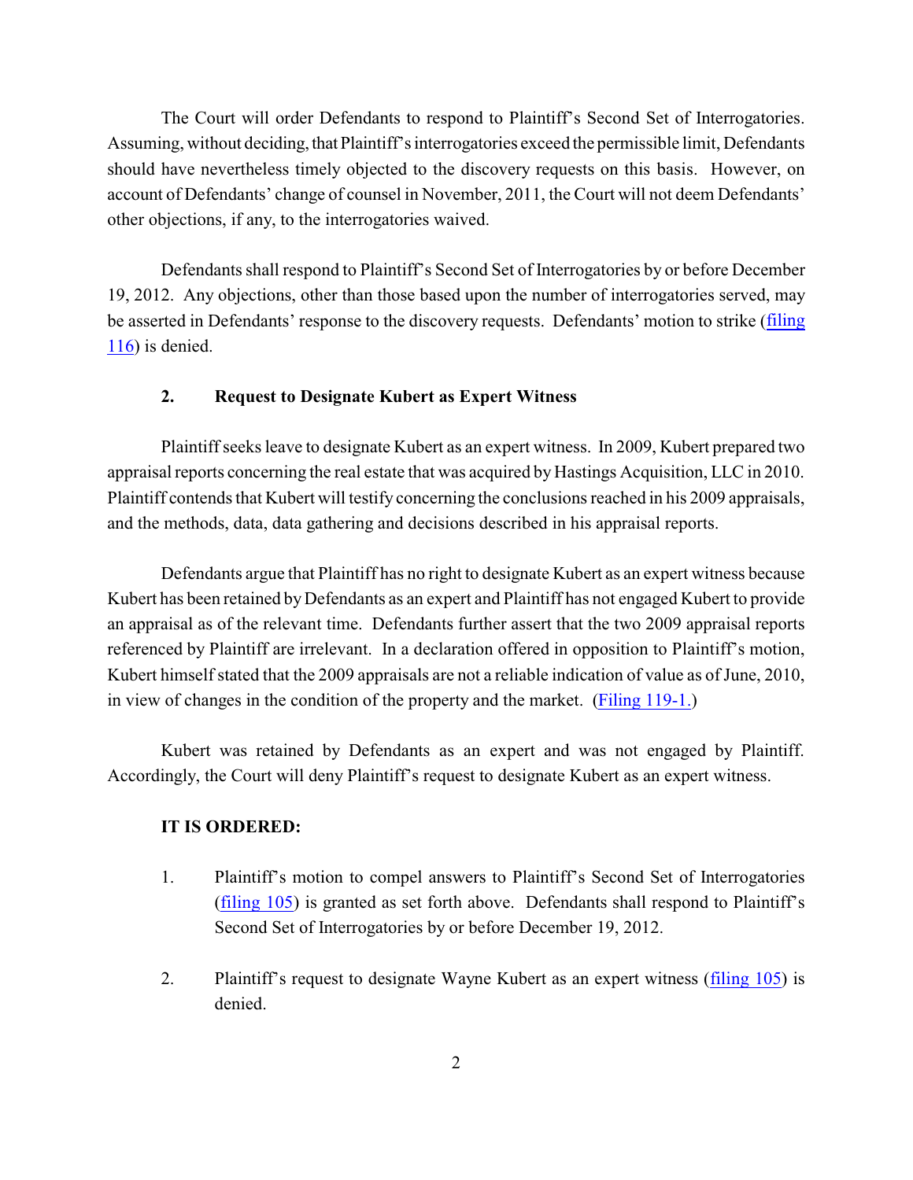The Court will order Defendants to respond to Plaintiff's Second Set of Interrogatories. Assuming, without deciding, that Plaintiff's interrogatories exceed the permissible limit, Defendants should have nevertheless timely objected to the discovery requests on this basis. However, on account of Defendants' change of counsel in November, 2011, the Court will not deem Defendants' other objections, if any, to the interrogatories waived.

Defendants shall respond to Plaintiff's Second Set of Interrogatories by or before December 19, 2012. Any objections, other than those based upon the number of interrogatories served, may be asserted in Defendants' response to the discovery requests. Defendants' motion to strike (filing 116) is denied.

**2. Request to Designate Kubert as Expert Witness**

Plaintiff seeks leave to designate Kubert as an expert witness. In 2009, Kubert prepared two appraisal reports concerning the real estate that was acquired by Hastings Acquisition, LLC in 2010. Plaintiff contends that Kubert will testify concerning the conclusions reached in his 2009 appraisals, and the methods, data, data gathering and decisions described in his appraisal reports.

Defendants argue that Plaintiff has no right to designate Kubert as an expert witness because Kubert has been retained by Defendants as an expert and Plaintiff has not engaged Kubert to provide an appraisal as of the relevant time. Defendants further assert that the two 2009 appraisal reports referenced by Plaintiff are irrelevant. In a declaration offered in opposition to Plaintiff's motion, Kubert himself stated that the 2009 appraisals are not a reliable indication of value as of June, 2010, in view of changes in the condition of the property and the market. (Filing 119-1.)

Kubert was retained by Defendants as an expert and was not engaged by Plaintiff. Accordingly, the Court will deny Plaintiff's request to designate Kubert as an expert witness.

**IT IS ORDERED:**

1. Plaintiff's motion to compel answers to Plaintiff's Second Set of Interrogatories (filing 105) is granted as set forth above. Defendants shall respond to Plaintiff's Second Set of Interrogatories by or before December 19, 2012.

2. Plaintiff's request to designate Wayne Kubert as an expert witness (filing 105) is denied.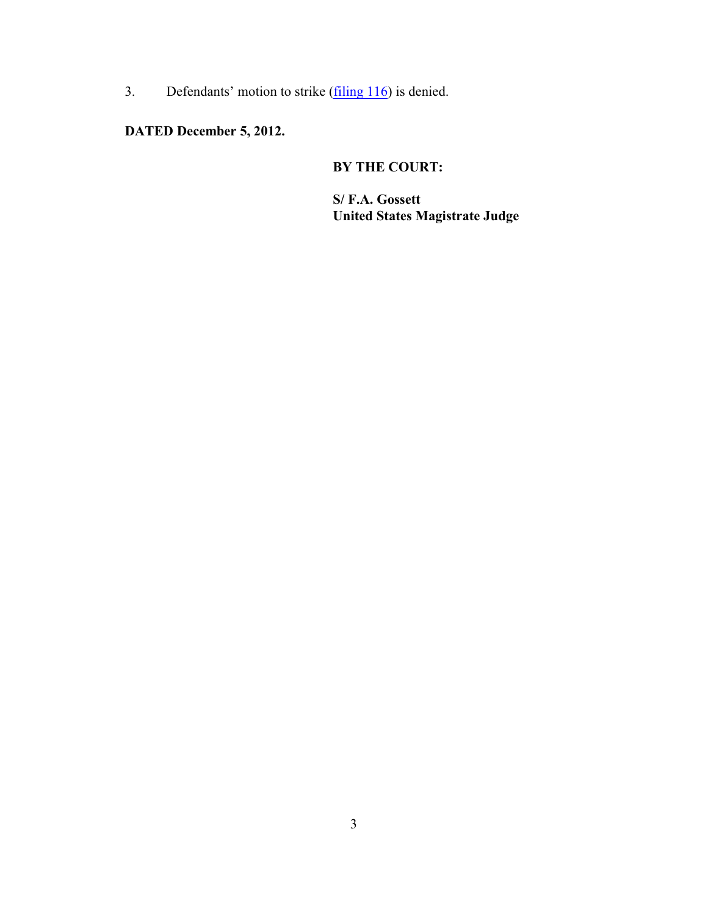3. Defendants' motion to strike (filing 116) is denied.

**DATED December 5, 2012.**

**BY THE COURT:**

**S/ F.A. Gossett**
**United States Magistrate Judge**